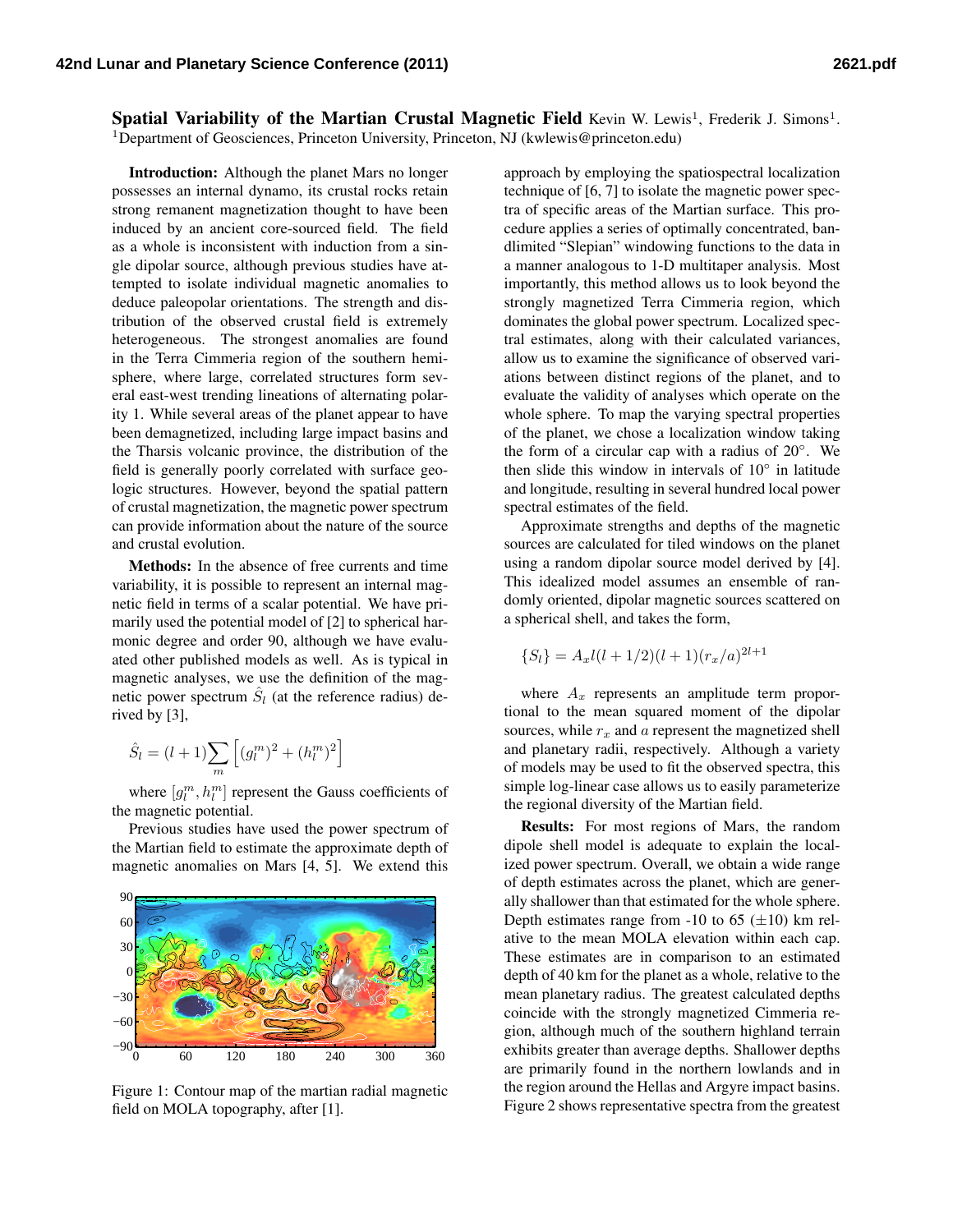# Spatial Variability of the Martian Crustal Magnetic Field

Kevin W. Lewis[1], Frederik J. Simons[1]. [1]Department of Geosciences, Princeton University, Princeton, NJ (kwlewis@princeton.edu)

**Introduction:** Although the planet Mars no longer possesses an internal dynamo, its crustal rocks retain strong remanent magnetization thought to have been induced by an ancient core-sourced field. The field as a whole is inconsistent with induction from a single dipolar source, although previous studies have attempted to isolate individual magnetic anomalies to deduce paleopolar orientations. The strength and distribution of the observed crustal field is extremely heterogeneous. The strongest anomalies are found in the Terra Cimmeria region of the southern hemisphere, where large, correlated structures form several east-west trending lineations of alternating polarity 1. While several areas of the planet appear to have been demagnetized, including large impact basins and the Tharsis volcanic province, the distribution of the field is generally poorly correlated with surface geologic structures. However, beyond the spatial pattern of crustal magnetization, the magnetic power spectrum can provide information about the nature of the source and crustal evolution.

**Methods:** In the absence of free currents and time variability, it is possible to represent an internal magnetic field in terms of a scalar potential. We have primarily used the potential model of [2] to spherical harmonic degree and order 90, although we have evaluated other published models as well. As is typical in magnetic analyses, we use the definition of the magnetic power spectrum $\hat{S}_l$ (at the reference radius) derived by [3],

$$\hat{S}_l = (l+1)\sum_m \left[(g_l^m)^2 + (h_l^m)^2\right]$$

where $[g_l^m, h_l^m]$ represent the Gauss coefficients of the magnetic potential.

Previous studies have used the power spectrum of the Martian field to estimate the approximate depth of magnetic anomalies on Mars [4, 5]. We extend this approach by employing the spatiospectral localization technique of [6, 7] to isolate the magnetic power spectra of specific areas of the Martian surface. This procedure applies a series of optimally concentrated, bandlimited "Slepian" windowing functions to the data in a manner analogous to 1-D multitaper analysis. Most importantly, this method allows us to look beyond the strongly magnetized Terra Cimmeria region, which dominates the global power spectrum. Localized spectral estimates, along with their calculated variances, allow us to examine the significance of observed variations between distinct regions of the planet, and to evaluate the validity of analyses which operate on the whole sphere. To map the varying spectral properties of the planet, we chose a localization window taking the form of a circular cap with a radius of 20°. We then slide this window in intervals of 10° in latitude and longitude, resulting in several hundred local power spectral estimates of the field.

90
60
30
0
−30
−60
−90
0 60 120 180 240 300 360

Figure 1: Contour map of the martian radial magnetic field on MOLA topography, after [1].

Approximate strengths and depths of the magnetic sources are calculated for tiled windows on the planet using a random dipolar source model derived by [4]. This idealized model assumes an ensemble of randomly oriented, dipolar magnetic sources scattered on a spherical shell, and takes the form,

$$\{S_l\} = A_x l(l+1/2)(l+1)(r_x/a)^{2l+1}$$

where $A_x$ represents an amplitude term proportional to the mean squared moment of the dipolar sources, while $r_x$ and $a$ represent the magnetized shell and planetary radii, respectively. Although a variety of models may be used to fit the observed spectra, this simple log-linear case allows us to easily parameterize the regional diversity of the Martian field.

**Results:** For most regions of Mars, the random dipole shell model is adequate to explain the localized power spectrum. Overall, we obtain a wide range of depth estimates across the planet, which are generally shallower than that estimated for the whole sphere. Depth estimates range from -10 to 65 ($\pm$10) km relative to the mean MOLA elevation within each cap. These estimates are in comparison to an estimated depth of 40 km for the planet as a whole, relative to the mean planetary radius. The greatest calculated depths coincide with the strongly magnetized Cimmeria region, although much of the southern highland terrain exhibits greater than average depths. Shallower depths are primarily found in the northern lowlands and in the region around the Hellas and Argyre impact basins. Figure 2 shows representative spectra from the greatest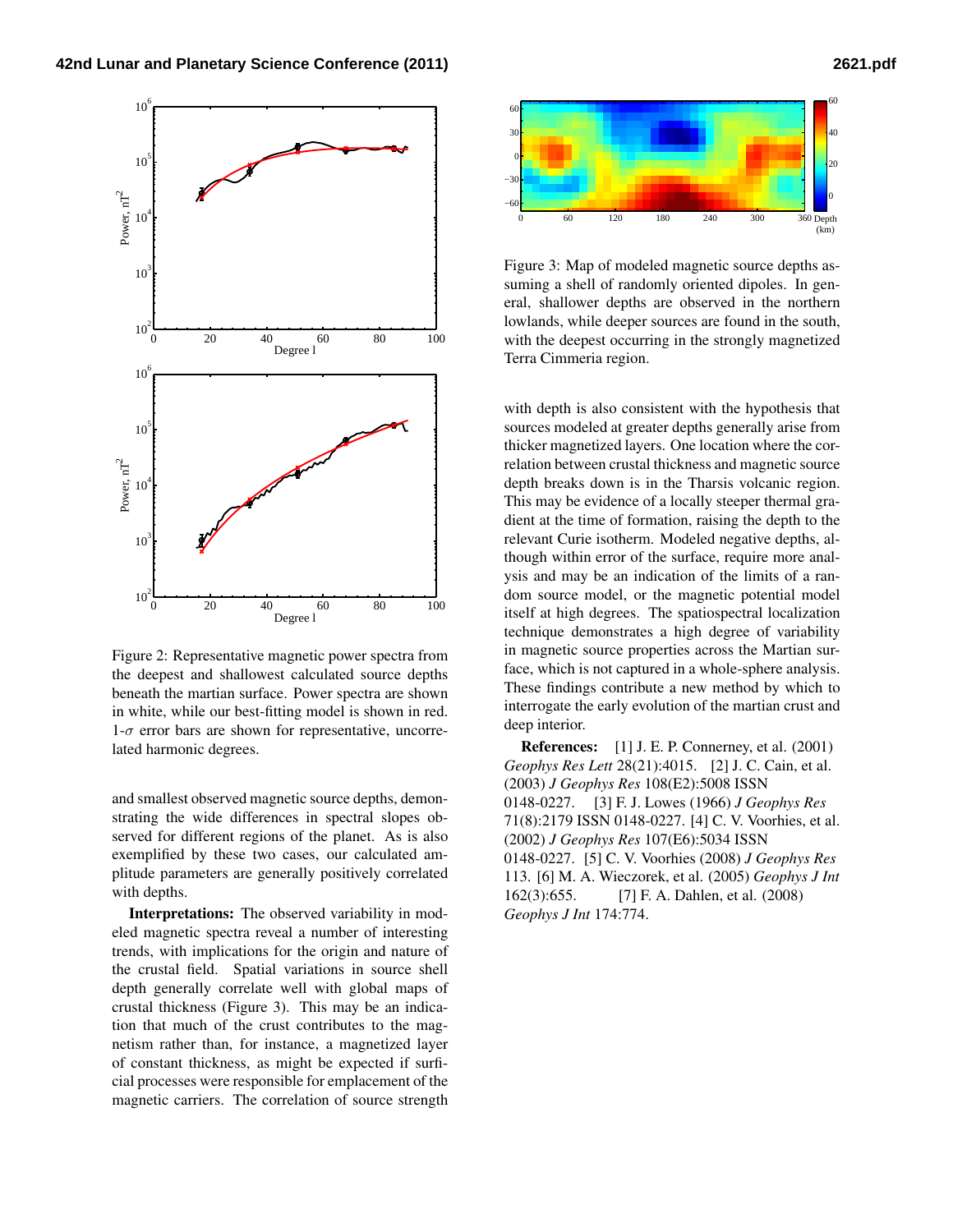Power, nT$^2$

$10^6$
$10^5$
$10^4$
$10^3$
$10^2$

0 20 40 60 80 100

Degree l

Power, nT$^2$

$10^6$
$10^5$
$10^4$
$10^3$
$10^2$

0 20 40 60 80 100

Degree l

Figure 2: Representative magnetic power spectra from the deepest and shallowest calculated source depths beneath the martian surface. Power spectra are shown in white, while our best-fitting model is shown in red. 1-$\sigma$ error bars are shown for representative, uncorrelated harmonic degrees.

and smallest observed magnetic source depths, demonstrating the wide differences in spectral slopes observed for different regions of the planet. As is also exemplified by these two cases, our calculated amplitude parameters are generally positively correlated with depths.

**Interpretations:** The observed variability in modeled magnetic spectra reveal a number of interesting trends, with implications for the origin and nature of the crustal field. Spatial variations in source shell depth generally correlate well with global maps of crustal thickness (Figure 3). This may be an indication that much of the crust contributes to the magnetism rather than, for instance, a magnetized layer of constant thickness, as might be expected if surficial processes were responsible for emplacement of the magnetic carriers. The correlation of source strength

60
30
0
−30
−60

0 60 120 180 240 300 360

60
40
20
0

Depth (km)

Figure 3: Map of modeled magnetic source depths assuming a shell of randomly oriented dipoles. In general, shallower depths are observed in the northern lowlands, while deeper sources are found in the south, with the deepest occurring in the strongly magnetized Terra Cimmeria region.

with depth is also consistent with the hypothesis that sources modeled at greater depths generally arise from thicker magnetized layers. One location where the correlation between crustal thickness and magnetic source depth breaks down is in the Tharsis volcanic region. This may be evidence of a locally steeper thermal gradient at the time of formation, raising the depth to the relevant Curie isotherm. Modeled negative depths, although within error of the surface, require more analysis and may be an indication of the limits of a random source model, or the magnetic potential model itself at high degrees. The spatiospectral localization technique demonstrates a high degree of variability in magnetic source properties across the Martian surface, which is not captured in a whole-sphere analysis. These findings contribute a new method by which to interrogate the early evolution of the martian crust and deep interior.

**References:** [1] J. E. P. Connerney, et al. (2001) *Geophys Res Lett* 28(21):4015. [2] J. C. Cain, et al. (2003) *J Geophys Res* 108(E2):5008 ISSN 0148-0227. [3] F. J. Lowes (1966) *J Geophys Res* 71(8):2179 ISSN 0148-0227. [4] C. V. Voorhies, et al. (2002) *J Geophys Res* 107(E6):5034 ISSN 0148-0227. [5] C. V. Voorhies (2008) *J Geophys Res* 113. [6] M. A. Wieczorek, et al. (2005) *Geophys J Int* 162(3):655. [7] F. A. Dahlen, et al. (2008) *Geophys J Int* 174:774.